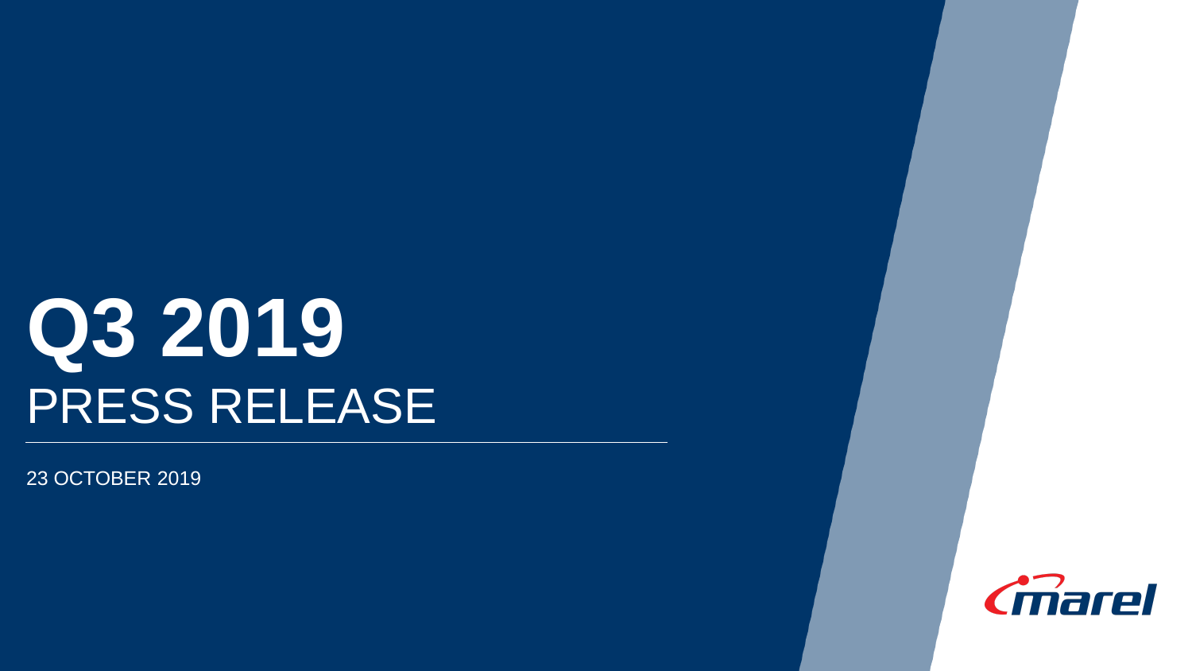# Q3 2019

## PRESS RELEASE

23 OCTOBER 2019

marel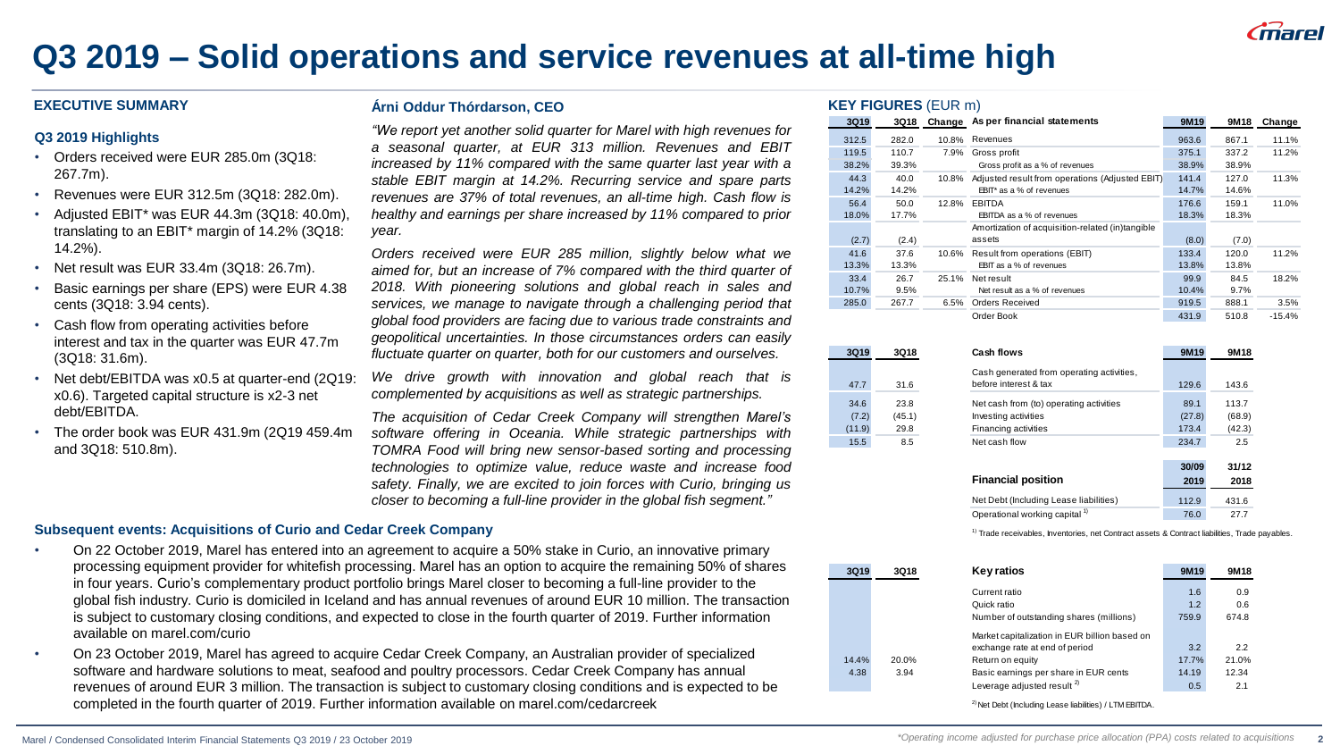# Q3 2019 – Solid operations and service revenues at all-time high

## EXECUTIVE SUMMARY

### Q3 2019 Highlights

- Orders received were EUR 285.0m (3Q18: 267.7m).
- Revenues were EUR 312.5m (3Q18: 282.0m).
- Adjusted EBIT* was EUR 44.3m (3Q18: 40.0m), translating to an EBIT* margin of 14.2% (3Q18: 14.2%).
- Net result was EUR 33.4m (3Q18: 26.7m).
- Basic earnings per share (EPS) were EUR 4.38 cents (3Q18: 3.94 cents).
- Cash flow from operating activities before interest and tax in the quarter was EUR 47.7m (3Q18: 31.6m).
- Net debt/EBITDA was x0.5 at quarter-end (2Q19: x0.6). Targeted capital structure is x2-3 net debt/EBITDA.
- The order book was EUR 431.9m (2Q19 459.4m and 3Q18: 510.8m).

## Árni Oddur Thórdarson, CEO

*"We report yet another solid quarter for Marel with high revenues for a seasonal quarter, at EUR 313 million. Revenues and EBIT increased by 11% compared with the same quarter last year with a stable EBIT margin at 14.2%. Recurring service and spare parts revenues are 37% of total revenues, an all-time high. Cash flow is healthy and earnings per share increased by 11% compared to prior year.*

*Orders received were EUR 285 million, slightly below what we aimed for, but an increase of 7% compared with the third quarter of 2018. With pioneering solutions and global reach in sales and services, we manage to navigate through a challenging period that global food providers are facing due to various trade constraints and geopolitical uncertainties. In those circumstances orders can easily fluctuate quarter on quarter, both for our customers and ourselves.*

*We drive growth with innovation and global reach that is complemented by acquisitions as well as strategic partnerships.*

*The acquisition of Cedar Creek Company will strengthen Marel's software offering in Oceania. While strategic partnerships with TOMRA Food will bring new sensor-based sorting and processing technologies to optimize value, reduce waste and increase food safety. Finally, we are excited to join forces with Curio, bringing us closer to becoming a full-line provider in the global fish segment."*

## KEY FIGURES (EUR m)

| 3Q19 | 3Q18 | Change | As per financial statements | 9M19 | 9M18 | Change |
|---|---|---|---|---|---|---|
| 312.5 | 282.0 | 10.8% | Revenues | 963.6 | 867.1 | 11.1% |
| 119.5 | 110.7 | 7.9% | Gross profit | 375.1 | 337.2 | 11.2% |
| 38.2% | 39.3% | | Gross profit as a % of revenues | 38.9% | 38.9% | |
| 44.3 | 40.0 | 10.8% | Adjusted result from operations (Adjusted EBIT) | 141.4 | 127.0 | 11.3% |
| 14.2% | 14.2% | | EBIT* as a % of revenues | 14.7% | 14.6% | |
| 56.4 | 50.0 | 12.8% | EBITDA | 176.6 | 159.1 | 11.0% |
| 18.0% | 17.7% | | EBITDA as a % of revenues | 18.3% | 18.3% | |
| (2.7) | (2.4) | | Amortization of acquisition-related (in)tangible assets | (8.0) | (7.0) | |
| 41.6 | 37.6 | 10.6% | Result from operations (EBIT) | 133.4 | 120.0 | 11.2% |
| 13.3% | 13.3% | | EBIT as a % of revenues | 13.8% | 13.8% | |
| 33.4 | 26.7 | 25.1% | Net result | 99.9 | 84.5 | 18.2% |
| 10.7% | 9.5% | | Net result as a % of revenues | 10.4% | 9.7% | |
| 285.0 | 267.7 | 6.5% | Orders Received | 919.5 | 888.1 | 3.5% |
| | | | Order Book | 431.9 | 510.8 | -15.4% |

| 3Q19 | 3Q18 | Cash flows | 9M19 | 9M18 |
|---|---|---|---|---|
| 47.7 | 31.6 | Cash generated from operating activities, before interest & tax | 129.6 | 143.6 |
| 34.6 | 23.8 | Net cash from (to) operating activities | 89.1 | 113.7 |
| (7.2) | (45.1) | Investing activities | (27.8) | (68.9) |
| (11.9) | 29.8 | Financing activities | 173.4 | (42.3) |
| 15.5 | 8.5 | Net cash flow | 234.7 | 2.5 |

| Financial position | 30/09 2019 | 31/12 2018 |
|---|---|---|
| Net Debt (Including Lease liabilities) | 112.9 | 431.6 |
| Operational working capital [1] | 76.0 | 27.7 |

[1] Trade receivables, Inventories, net Contract assets & Contract liabilities, Trade payables.

| 3Q19 | 3Q18 | Key ratios | 9M19 | 9M18 |
|---|---|---|---|---|
| | | Current ratio | 1.6 | 0.9 |
| | | Quick ratio | 1.2 | 0.6 |
| | | Number of outstanding shares (millions) | 759.9 | 674.8 |
| | | Market capitalization in EUR billion based on exchange rate at end of period | 3.2 | 2.2 |
| 14.4% | 20.0% | Return on equity | 17.7% | 21.0% |
| 4.38 | 3.94 | Basic earnings per share in EUR cents | 14.19 | 12.34 |
| | | Leverage adjusted result [2] | 0.5 | 2.1 |

[2] Net Debt (Including Lease liabilities) / LTM EBITDA.

### Subsequent events: Acquisitions of Curio and Cedar Creek Company

- On 22 October 2019, Marel has entered into an agreement to acquire a 50% stake in Curio, an innovative primary processing equipment provider for whitefish processing. Marel has an option to acquire the remaining 50% of shares in four years. Curio's complementary product portfolio brings Marel closer to becoming a full-line provider to the global fish industry. Curio is domiciled in Iceland and has annual revenues of around EUR 10 million. The transaction is subject to customary closing conditions, and expected to close in the fourth quarter of 2019. Further information available on marel.com/curio
- On 23 October 2019, Marel has agreed to acquire Cedar Creek Company, an Australian provider of specialized software and hardware solutions to meat, seafood and poultry processors. Cedar Creek Company has annual revenues of around EUR 3 million. The transaction is subject to customary closing conditions and is expected to be completed in the fourth quarter of 2019. Further information available on marel.com/cedarcreek

*Operating income adjusted for purchase price allocation (PPA) costs related to acquisitions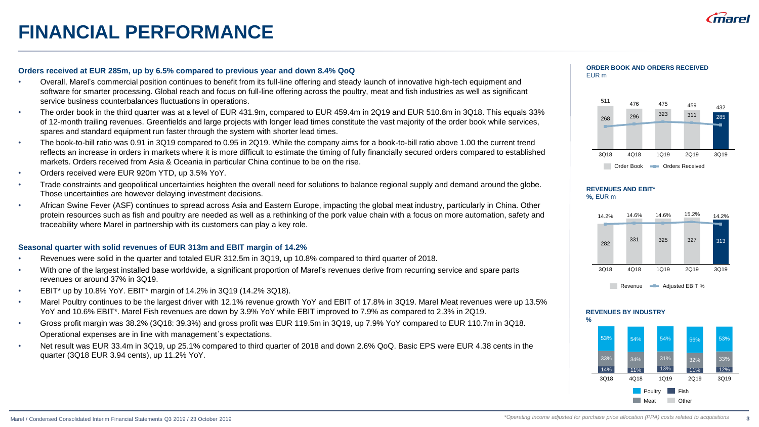# FINANCIAL PERFORMANCE

### Orders received at EUR 285m, up by 6.5% compared to previous year and down 8.4% QoQ

- Overall, Marel's commercial position continues to benefit from its full-line offering and steady launch of innovative high-tech equipment and software for smarter processing. Global reach and focus on full-line offering across the poultry, meat and fish industries as well as significant service business counterbalances fluctuations in operations.
- The order book in the third quarter was at a level of EUR 431.9m, compared to EUR 459.4m in 2Q19 and EUR 510.8m in 3Q18. This equals 33% of 12-month trailing revenues. Greenfields and large projects with longer lead times constitute the vast majority of the order book while services, spares and standard equipment run faster through the system with shorter lead times.
- The book-to-bill ratio was 0.91 in 3Q19 compared to 0.95 in 2Q19. While the company aims for a book-to-bill ratio above 1.00 the current trend reflects an increase in orders in markets where it is more difficult to estimate the timing of fully financially secured orders compared to established markets. Orders received from Asia & Oceania in particular China continue to be on the rise.
- Orders received were EUR 920m YTD, up 3.5% YoY.
- Trade constraints and geopolitical uncertainties heighten the overall need for solutions to balance regional supply and demand around the globe. Those uncertainties are however delaying investment decisions.
- African Swine Fever (ASF) continues to spread across Asia and Eastern Europe, impacting the global meat industry, particularly in China. Other protein resources such as fish and poultry are needed as well as a rethinking of the pork value chain with a focus on more automation, safety and traceability where Marel in partnership with its customers can play a key role.

### Seasonal quarter with solid revenues of EUR 313m and EBIT margin of 14.2%

- Revenues were solid in the quarter and totaled EUR 312.5m in 3Q19, up 10.8% compared to third quarter of 2018.
- With one of the largest installed base worldwide, a significant proportion of Marel's revenues derive from recurring service and spare parts revenues or around 37% in 3Q19.
- EBIT* up by 10.8% YoY. EBIT* margin of 14.2% in 3Q19 (14.2% 3Q18).
- Marel Poultry continues to be the largest driver with 12.1% revenue growth YoY and EBIT of 17.8% in 3Q19. Marel Meat revenues were up 13.5% YoY and 10.6% EBIT*. Marel Fish revenues are down by 3.9% YoY while EBIT improved to 7.9% as compared to 2.3% in 2Q19.
- Gross profit margin was 38.2% (3Q18: 39.3%) and gross profit was EUR 119.5m in 3Q19, up 7.9% YoY compared to EUR 110.7m in 3Q18. Operational expenses are in line with management´s expectations.
- Net result was EUR 33.4m in 3Q19, up 25.1% compared to third quarter of 2018 and down 2.6% QoQ. Basic EPS were EUR 4.38 cents in the quarter (3Q18 EUR 3.94 cents), up 11.2% YoY.

**ORDER BOOK AND ORDERS RECEIVED**
EUR m

| | 3Q18 | 4Q18 | 1Q19 | 2Q19 | 3Q19 |
|---|---|---|---|---|---|
| Order Book | 511 | 476 | 475 | 459 | 432 |
| Orders Received | 268 | 296 | 323 | 311 | 285 |

**REVENUES AND EBIT***
%, EUR m

| | 3Q18 | 4Q18 | 1Q19 | 2Q19 | 3Q19 |
|---|---|---|---|---|---|
| Revenue | 282 | 331 | 325 | 327 | 313 |
| Adjusted EBIT % | 14.2% | 14.6% | 14.6% | 15.2% | 14.2% |

**REVENUES BY INDUSTRY**
%

| | 3Q18 | 4Q18 | 1Q19 | 2Q19 | 3Q19 |
|---|---|---|---|---|---|
| Poultry | 53% | 54% | 54% | 56% | 53% |
| Meat | 33% | 34% | 31% | 32% | 33% |
| Fish | 14% | 11% | 13% | 11% | 12% |

*Operating income adjusted for purchase price allocation (PPA) costs related to acquisitions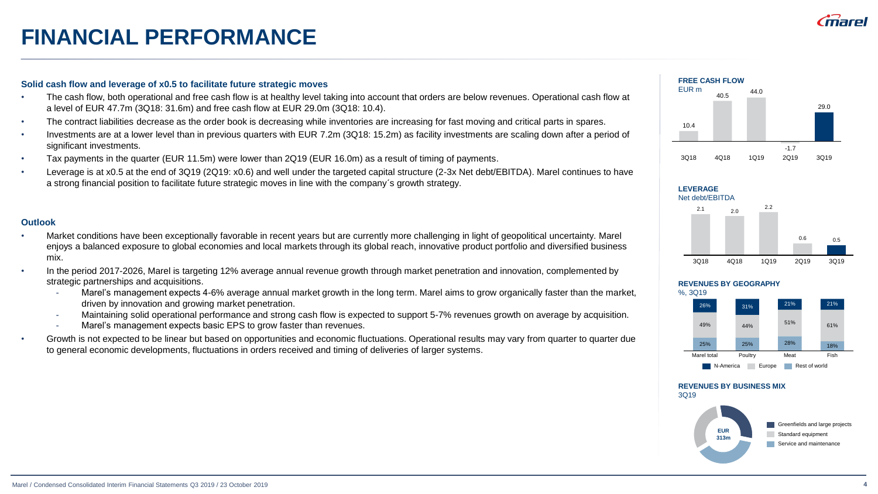# FINANCIAL PERFORMANCE

**Solid cash flow and leverage of x0.5 to facilitate future strategic moves**

- The cash flow, both operational and free cash flow is at healthy level taking into account that orders are below revenues. Operational cash flow at a level of EUR 47.7m (3Q18: 31.6m) and free cash flow at EUR 29.0m (3Q18: 10.4).
- The contract liabilities decrease as the order book is decreasing while inventories are increasing for fast moving and critical parts in spares.
- Investments are at a lower level than in previous quarters with EUR 7.2m (3Q18: 15.2m) as facility investments are scaling down after a period of significant investments.
- Tax payments in the quarter (EUR 11.5m) were lower than 2Q19 (EUR 16.0m) as a result of timing of payments.
- Leverage is at x0.5 at the end of 3Q19 (2Q19: x0.6) and well under the targeted capital structure (2-3x Net debt/EBITDA). Marel continues to have a strong financial position to facilitate future strategic moves in line with the company´s growth strategy.

**Outlook**

- Market conditions have been exceptionally favorable in recent years but are currently more challenging in light of geopolitical uncertainty. Marel enjoys a balanced exposure to global economies and local markets through its global reach, innovative product portfolio and diversified business mix.
- In the period 2017-2026, Marel is targeting 12% average annual revenue growth through market penetration and innovation, complemented by strategic partnerships and acquisitions.
  - Marel's management expects 4-6% average annual market growth in the long term. Marel aims to grow organically faster than the market, driven by innovation and growing market penetration.
  - Maintaining solid operational performance and strong cash flow is expected to support 5-7% revenues growth on average by acquisition.
  - Marel's management expects basic EPS to grow faster than revenues.
- Growth is not expected to be linear but based on opportunities and economic fluctuations. Operational results may vary from quarter to quarter due to general economic developments, fluctuations in orders received and timing of deliveries of larger systems.

**FREE CASH FLOW**
EUR m

| 3Q18 | 4Q18 | 1Q19 | 2Q19 | 3Q19 |
|---|---|---|---|---|
| 10.4 | 40.5 | 44.0 | -1.7 | 29.0 |

**LEVERAGE**
Net debt/EBITDA

| 3Q18 | 4Q18 | 1Q19 | 2Q19 | 3Q19 |
|---|---|---|---|---|
| 2.1 | 2.0 | 2.2 | 0.6 | 0.5 |

**REVENUES BY GEOGRAPHY**
%, 3Q19

| | Marel total | Poultry | Meat | Fish |
|---|---|---|---|---|
| N-America | 26% | 31% | 21% | 21% |
| Europe | 49% | 44% | 51% | 61% |
| Rest of world | 25% | 25% | 28% | 18% |

**REVENUES BY BUSINESS MIX**
3Q19

EUR 313m

- Greenfields and large projects
- Standard equipment
- Service and maintenance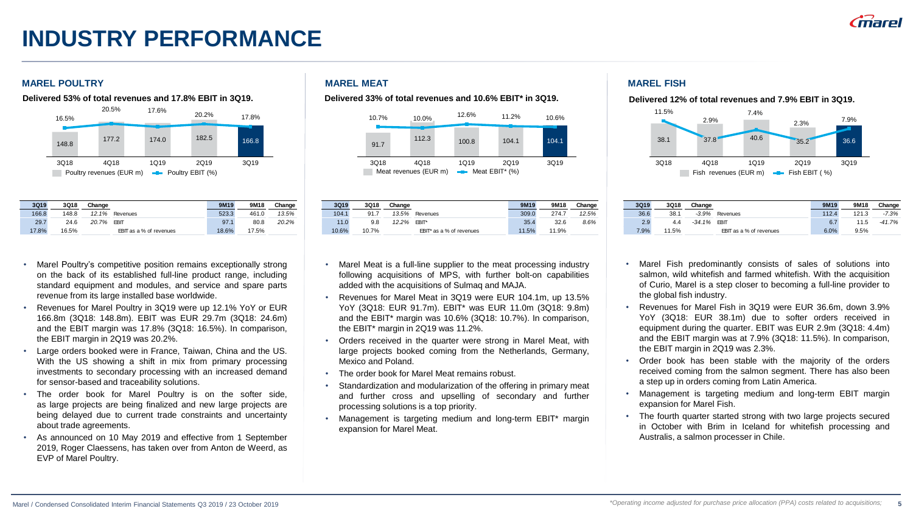# INDUSTRY PERFORMANCE

## MAREL POULTRY

**Delivered 53% of total revenues and 17.8% EBIT in 3Q19.**

| | 3Q18 | 4Q18 | 1Q19 | 2Q19 | 3Q19 |
|---|---|---|---|---|---|
| Poultry revenues (EUR m) | 148.8 | 177.2 | 174.0 | 182.5 | 166.8 |
| Poultry EBIT (%) | 16.5% | 20.5% | 17.6% | 20.2% | 17.8% |

| 3Q19 | 3Q18 | Change | | 9M19 | 9M18 | Change |
|---|---|---|---|---|---|---|
| 166.8 | 148.8 | *12.1%* | Revenues | 523.3 | 461.0 | *13.5%* |
| 29.7 | 24.6 | *20.7%* | EBIT | 97.1 | 80.8 | *20.2%* |
| 17.8% | 16.5% | | EBIT as a % of revenues | 18.6% | 17.5% | |

- Marel Poultry's competitive position remains exceptionally strong on the back of its established full-line product range, including standard equipment and modules, and service and spare parts revenue from its large installed base worldwide.
- Revenues for Marel Poultry in 3Q19 were up 12.1% YoY or EUR 166.8m (3Q18: 148.8m). EBIT was EUR 29.7m (3Q18: 24.6m) and the EBIT margin was 17.8% (3Q18: 16.5%). In comparison, the EBIT margin in 2Q19 was 20.2%.
- Large orders booked were in France, Taiwan, China and the US. With the US showing a shift in mix from primary processing investments to secondary processing with an increased demand for sensor-based and traceability solutions.
- The order book for Marel Poultry is on the softer side, as large projects are being finalized and new large projects are being delayed due to current trade constraints and uncertainty about trade agreements.
- As announced on 10 May 2019 and effective from 1 September 2019, Roger Claessens, has taken over from Anton de Weerd, as EVP of Marel Poultry.

## MAREL MEAT

**Delivered 33% of total revenues and 10.6% EBIT* in 3Q19.**

| | 3Q18 | 4Q18 | 1Q19 | 2Q19 | 3Q19 |
|---|---|---|---|---|---|
| Meat revenues (EUR m) | 91.7 | 112.3 | 100.8 | 104.1 | 104.1 |
| Meat EBIT* (%) | 10.7% | 10.0% | 12.6% | 11.2% | 10.6% |

| 3Q19 | 3Q18 | Change | | 9M19 | 9M18 | Change |
|---|---|---|---|---|---|---|
| 104.1 | 91.7 | *13.5%* | Revenues | 309.0 | 274.7 | *12.5%* |
| 11.0 | 9.8 | *12.2%* | EBIT* | 35.4 | 32.6 | *8.6%* |
| 10.6% | 10.7% | | EBIT* as a % of revenues | 11.5% | 11.9% | |

- Marel Meat is a full-line supplier to the meat processing industry following acquisitions of MPS, with further bolt-on capabilities added with the acquisitions of Sulmaq and MAJA.
- Revenues for Marel Meat in 3Q19 were EUR 104.1m, up 13.5% YoY (3Q18: EUR 91.7m). EBIT* was EUR 11.0m (3Q18: 9.8m) and the EBIT* margin was 10.6% (3Q18: 10.7%). In comparison, the EBIT* margin in 2Q19 was 11.2%.
- Orders received in the quarter were strong in Marel Meat, with large projects booked coming from the Netherlands, Germany, Mexico and Poland.
- The order book for Marel Meat remains robust.
- Standardization and modularization of the offering in primary meat and further cross and upselling of secondary and further processing solutions is a top priority.
- Management is targeting medium and long-term EBIT* margin expansion for Marel Meat.

## MAREL FISH

**Delivered 12% of total revenues and 7.9% EBIT in 3Q19.**

| | 3Q18 | 4Q18 | 1Q19 | 2Q19 | 3Q19 |
|---|---|---|---|---|---|
| Fish revenues (EUR m) | 38.1 | 37.8 | 40.6 | 35.2 | 36.6 |
| Fish EBIT (%) | 11.5% | 2.9% | 7.4% | 2.3% | 7.9% |

| 3Q19 | 3Q18 | Change | | 9M19 | 9M18 | Change |
|---|---|---|---|---|---|---|
| 36.6 | 38.1 | *-3.9%* | Revenues | 112.4 | 121.3 | *-7.3%* |
| 2.9 | 4.4 | *-34.1%* | EBIT | 6.7 | 11.5 | *-41.7%* |
| 7.9% | 11.5% | | EBIT as a % of revenues | 6.0% | 9.5% | |

- Marel Fish predominantly consists of sales of solutions into salmon, wild whitefish and farmed whitefish. With the acquisition of Curio, Marel is a step closer to becoming a full-line provider to the global fish industry.
- Revenues for Marel Fish in 3Q19 were EUR 36.6m, down 3.9% YoY (3Q18: EUR 38.1m) due to softer orders received in equipment during the quarter. EBIT was EUR 2.9m (3Q18: 4.4m) and the EBIT margin was at 7.9% (3Q18: 11.5%). In comparison, the EBIT margin in 2Q19 was 2.3%.
- Order book has been stable with the majority of the orders received coming from the salmon segment. There has also been a step up in orders coming from Latin America.
- Management is targeting medium and long-term EBIT margin expansion for Marel Fish.
- The fourth quarter started strong with two large projects secured in October with Brim in Iceland for whitefish processing and Australis, a salmon processer in Chile.

*Operating income adjusted for purchase price allocation (PPA) costs related to acquisitions;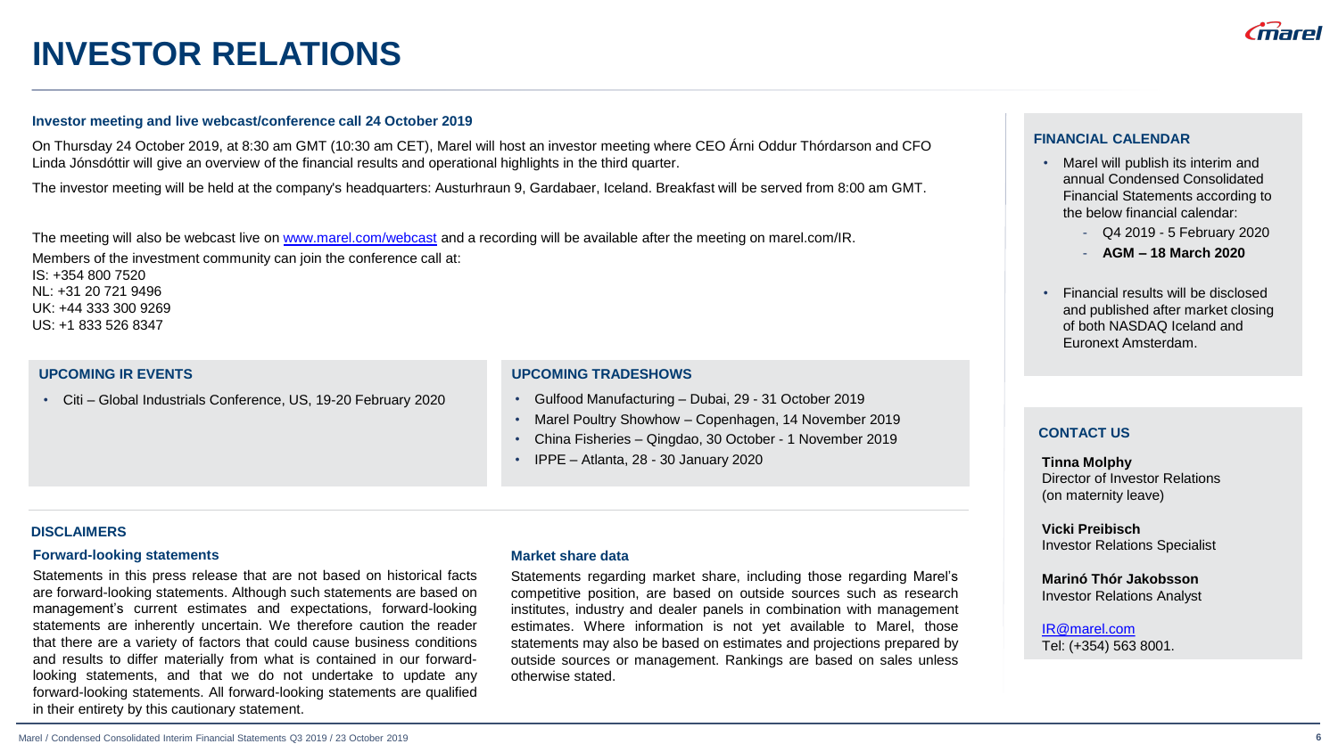# INVESTOR RELATIONS

**Investor meeting and live webcast/conference call 24 October 2019**

On Thursday 24 October 2019, at 8:30 am GMT (10:30 am CET), Marel will host an investor meeting where CEO Árni Oddur Thórdarson and CFO Linda Jónsdóttir will give an overview of the financial results and operational highlights in the third quarter.

The investor meeting will be held at the company's headquarters: Austurhraun 9, Gardabaer, Iceland. Breakfast will be served from 8:00 am GMT.

The meeting will also be webcast live on [www.marel.com/webcast](www.marel.com/webcast) and a recording will be available after the meeting on marel.com/IR.

Members of the investment community can join the conference call at:
IS: +354 800 7520
NL: +31 20 721 9496
UK: +44 333 300 9269
US: +1 833 526 8347

## UPCOMING IR EVENTS

- Citi – Global Industrials Conference, US, 19-20 February 2020

## UPCOMING TRADESHOWS

- Gulfood Manufacturing – Dubai, 29 - 31 October 2019
- Marel Poultry Showhow – Copenhagen, 14 November 2019
- China Fisheries – Qingdao, 30 October - 1 November 2019
- IPPE – Atlanta, 28 - 30 January 2020

## DISCLAIMERS

### Forward-looking statements

Statements in this press release that are not based on historical facts are forward-looking statements. Although such statements are based on management's current estimates and expectations, forward-looking statements are inherently uncertain. We therefore caution the reader that there are a variety of factors that could cause business conditions and results to differ materially from what is contained in our forward-looking statements, and that we do not undertake to update any forward-looking statements. All forward-looking statements are qualified in their entirety by this cautionary statement.

### Market share data

Statements regarding market share, including those regarding Marel's competitive position, are based on outside sources such as research institutes, industry and dealer panels in combination with management estimates. Where information is not yet available to Marel, those statements may also be based on estimates and projections prepared by outside sources or management. Rankings are based on sales unless otherwise stated.

## FINANCIAL CALENDAR

- Marel will publish its interim and annual Condensed Consolidated Financial Statements according to the below financial calendar:
  - Q4 2019 - 5 February 2020
  - **AGM – 18 March 2020**
- Financial results will be disclosed and published after market closing of both NASDAQ Iceland and Euronext Amsterdam.

## CONTACT US

**Tinna Molphy**
Director of Investor Relations
(on maternity leave)

**Vicki Preibisch**
Investor Relations Specialist

**Marinó Thór Jakobsson**
Investor Relations Analyst

[IR@marel.com](mailto:IR@marel.com)
Tel: (+354) 563 8001.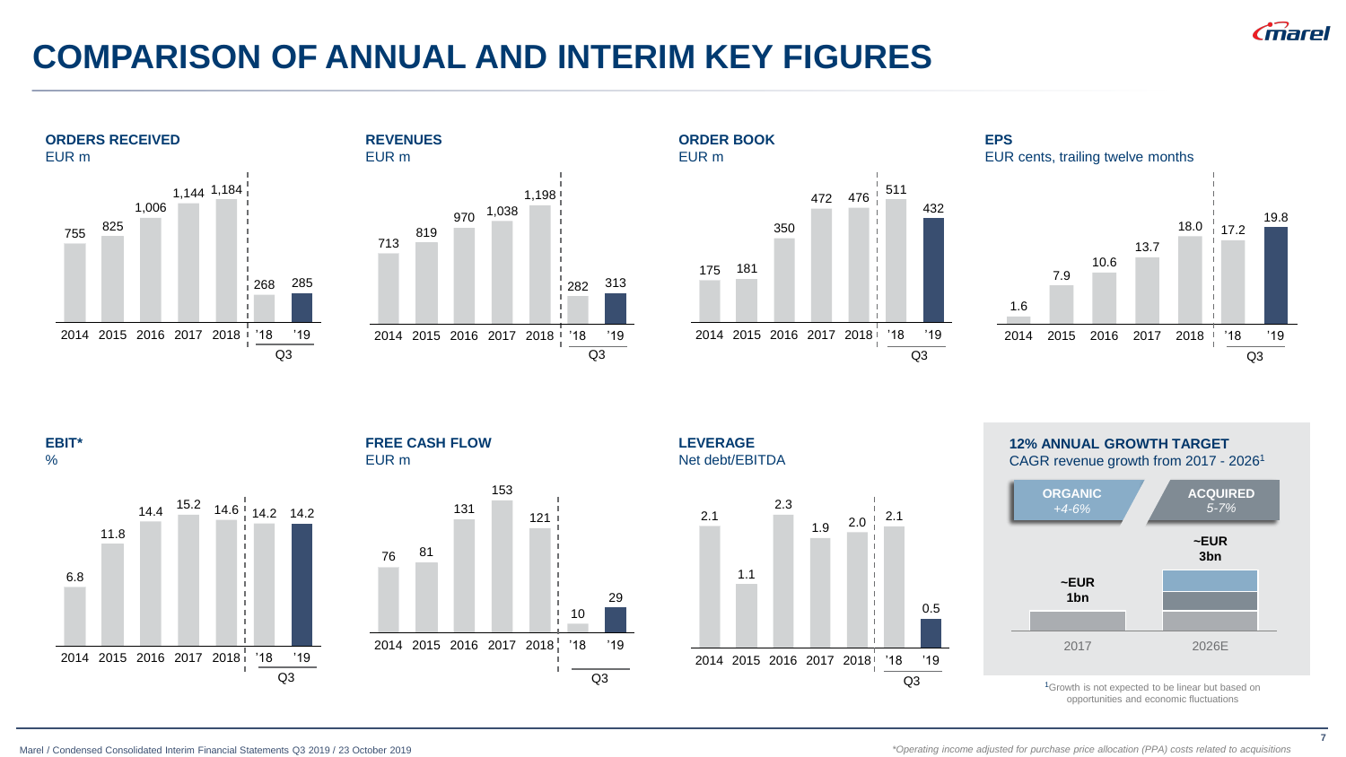# COMPARISON OF ANNUAL AND INTERIM KEY FIGURES

### ORDERS RECEIVED
EUR m

| 2014 | 2015 | 2016 | 2017 | 2018 | Q3 '18 | Q3 '19 |
|---|---|---|---|---|---|---|
| 755 | 825 | 1,006 | 1,144 | 1,184 | 268 | 285 |

### REVENUES
EUR m

| 2014 | 2015 | 2016 | 2017 | 2018 | Q3 '18 | Q3 '19 |
|---|---|---|---|---|---|---|
| 713 | 819 | 970 | 1,038 | 1,198 | 282 | 313 |

### ORDER BOOK
EUR m

| 2014 | 2015 | 2016 | 2017 | 2018 | Q3 '18 | Q3 '19 |
|---|---|---|---|---|---|---|
| 175 | 181 | 350 | 472 | 476 | 511 | 432 |

### EPS
EUR cents, trailing twelve months

| 2014 | 2015 | 2016 | 2017 | 2018 | Q3 '18 | Q3 '19 |
|---|---|---|---|---|---|---|
| 1.6 | 7.9 | 10.6 | 13.7 | 18.0 | 17.2 | 19.8 |

### EBIT*
%

| 2014 | 2015 | 2016 | 2017 | 2018 | Q3 '18 | Q3 '19 |
|---|---|---|---|---|---|---|
| 6.8 | 11.8 | 14.4 | 15.2 | 14.6 | 14.2 | 14.2 |

### FREE CASH FLOW
EUR m

| 2014 | 2015 | 2016 | 2017 | 2018 | Q3 '18 | Q3 '19 |
|---|---|---|---|---|---|---|
| 76 | 81 | 131 | 153 | 121 | 10 | 29 |

### LEVERAGE
Net debt/EBITDA

| 2014 | 2015 | 2016 | 2017 | 2018 | Q3 '18 | Q3 '19 |
|---|---|---|---|---|---|---|
| 2.1 | 1.1 | 2.3 | 1.9 | 2.0 | 2.1 | 0.5 |

### 12% ANNUAL GROWTH TARGET
CAGR revenue growth from 2017 - 2026[1]

**ORGANIC** *+4-6%*

**ACQUIRED** *5-7%*

| 2017 | 2026E |
|---|---|
| **~EUR 1bn** | **~EUR 3bn** |

[1]Growth is not expected to be linear but based on opportunities and economic fluctuations

*Operating income adjusted for purchase price allocation (PPA) costs related to acquisitions*